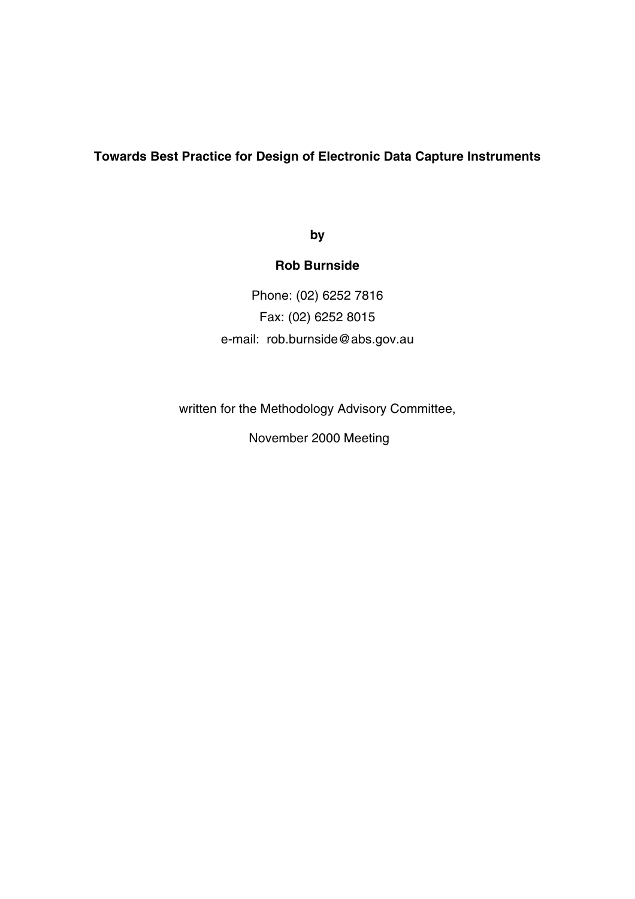# Towards Best Practice for Design of Electronic Data Capture Instruments

**by**

**Rob Burnside**

Phone: (02) 6252 7816

Fax: (02) 6252 8015

e-mail: rob.burnside@abs.gov.au

written for the Methodology Advisory Committee,

November 2000 Meeting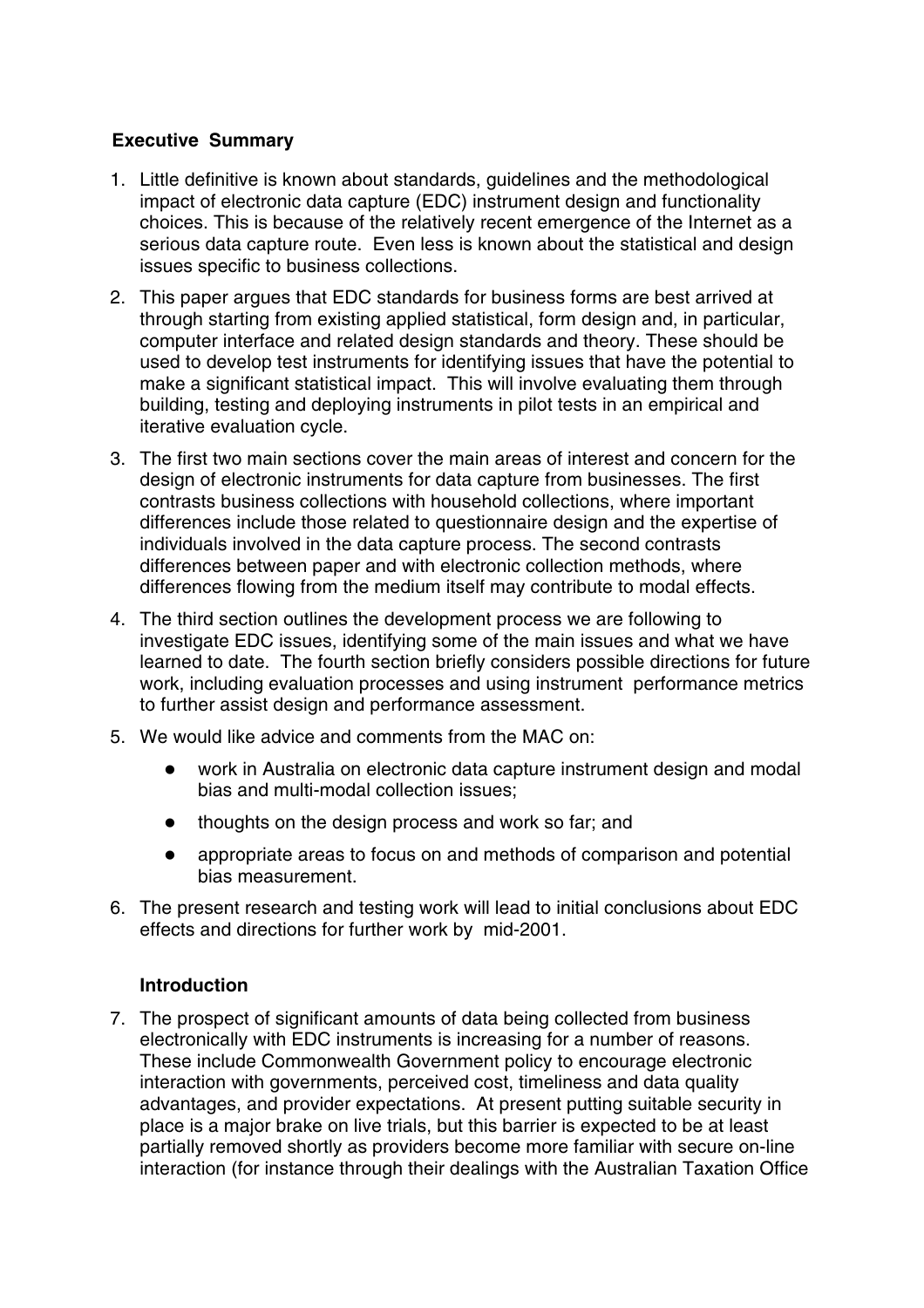### Executive Summary

1. Little definitive is known about standards, guidelines and the methodological impact of electronic data capture (EDC) instrument design and functionality choices. This is because of the relatively recent emergence of the Internet as a serious data capture route. Even less is known about the statistical and design issues specific to business collections.
2. This paper argues that EDC standards for business forms are best arrived at through starting from existing applied statistical, form design and, in particular, computer interface and related design standards and theory. These should be used to develop test instruments for identifying issues that have the potential to make a significant statistical impact. This will involve evaluating them through building, testing and deploying instruments in pilot tests in an empirical and iterative evaluation cycle.
3. The first two main sections cover the main areas of interest and concern for the design of electronic instruments for data capture from businesses. The first contrasts business collections with household collections, where important differences include those related to questionnaire design and the expertise of individuals involved in the data capture process. The second contrasts differences between paper and with electronic collection methods, where differences flowing from the medium itself may contribute to modal effects.
4. The third section outlines the development process we are following to investigate EDC issues, identifying some of the main issues and what we have learned to date. The fourth section briefly considers possible directions for future work, including evaluation processes and using instrument performance metrics to further assist design and performance assessment.
5. We would like advice and comments from the MAC on:
   - work in Australia on electronic data capture instrument design and modal bias and multi-modal collection issues;
   - thoughts on the design process and work so far; and
   - appropriate areas to focus on and methods of comparison and potential bias measurement.
6. The present research and testing work will lead to initial conclusions about EDC effects and directions for further work by mid-2001.

### Introduction

7. The prospect of significant amounts of data being collected from business electronically with EDC instruments is increasing for a number of reasons. These include Commonwealth Government policy to encourage electronic interaction with governments, perceived cost, timeliness and data quality advantages, and provider expectations. At present putting suitable security in place is a major brake on live trials, but this barrier is expected to be at least partially removed shortly as providers become more familiar with secure on-line interaction (for instance through their dealings with the Australian Taxation Office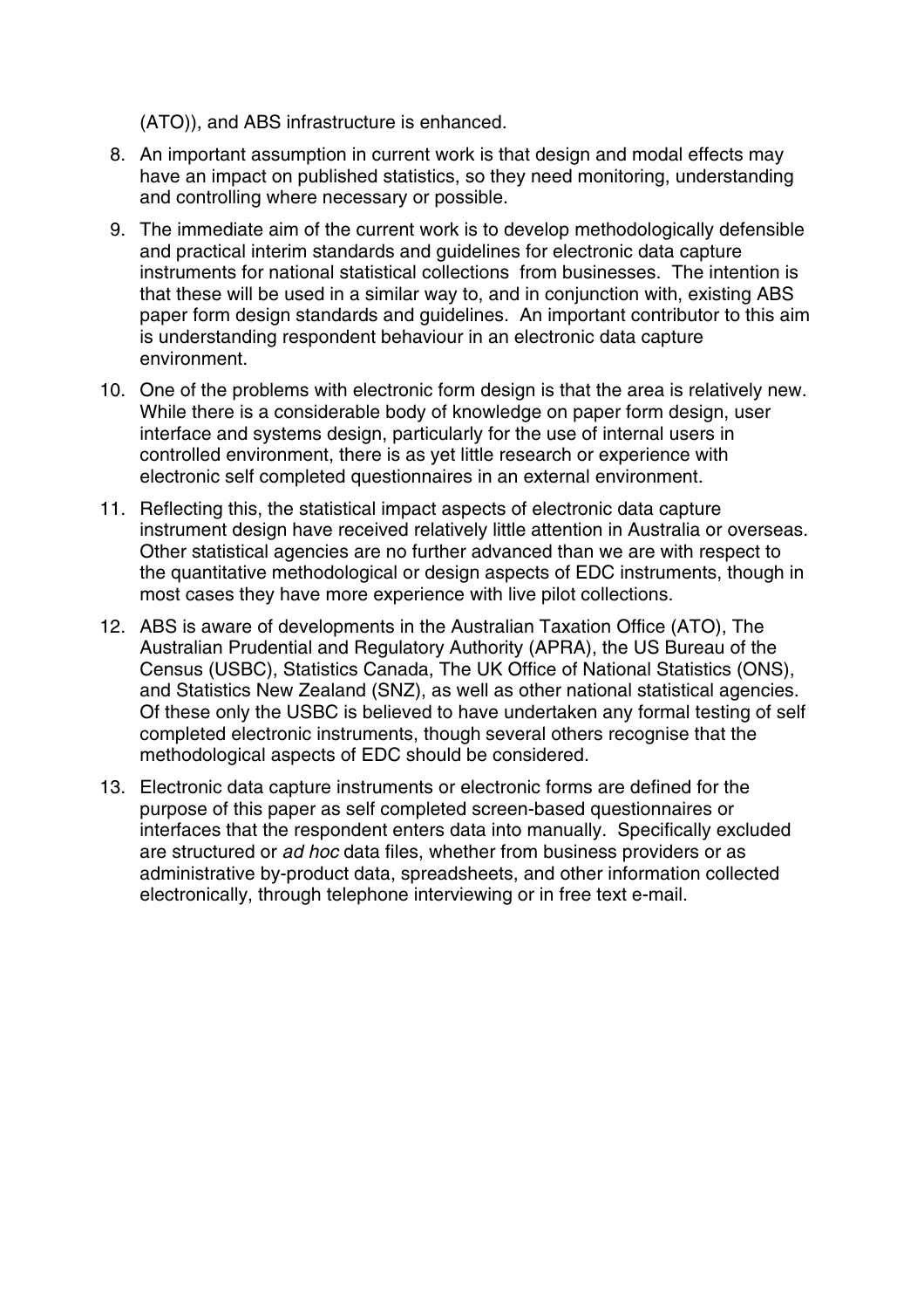(ATO)), and ABS infrastructure is enhanced.

8. An important assumption in current work is that design and modal effects may have an impact on published statistics, so they need monitoring, understanding and controlling where necessary or possible.

9. The immediate aim of the current work is to develop methodologically defensible and practical interim standards and guidelines for electronic data capture instruments for national statistical collections from businesses. The intention is that these will be used in a similar way to, and in conjunction with, existing ABS paper form design standards and guidelines. An important contributor to this aim is understanding respondent behaviour in an electronic data capture environment.

10. One of the problems with electronic form design is that the area is relatively new. While there is a considerable body of knowledge on paper form design, user interface and systems design, particularly for the use of internal users in controlled environment, there is as yet little research or experience with electronic self completed questionnaires in an external environment.

11. Reflecting this, the statistical impact aspects of electronic data capture instrument design have received relatively little attention in Australia or overseas. Other statistical agencies are no further advanced than we are with respect to the quantitative methodological or design aspects of EDC instruments, though in most cases they have more experience with live pilot collections.

12. ABS is aware of developments in the Australian Taxation Office (ATO), The Australian Prudential and Regulatory Authority (APRA), the US Bureau of the Census (USBC), Statistics Canada, The UK Office of National Statistics (ONS), and Statistics New Zealand (SNZ), as well as other national statistical agencies. Of these only the USBC is believed to have undertaken any formal testing of self completed electronic instruments, though several others recognise that the methodological aspects of EDC should be considered.

13. Electronic data capture instruments or electronic forms are defined for the purpose of this paper as self completed screen-based questionnaires or interfaces that the respondent enters data into manually. Specifically excluded are structured or *ad hoc* data files, whether from business providers or as administrative by-product data, spreadsheets, and other information collected electronically, through telephone interviewing or in free text e-mail.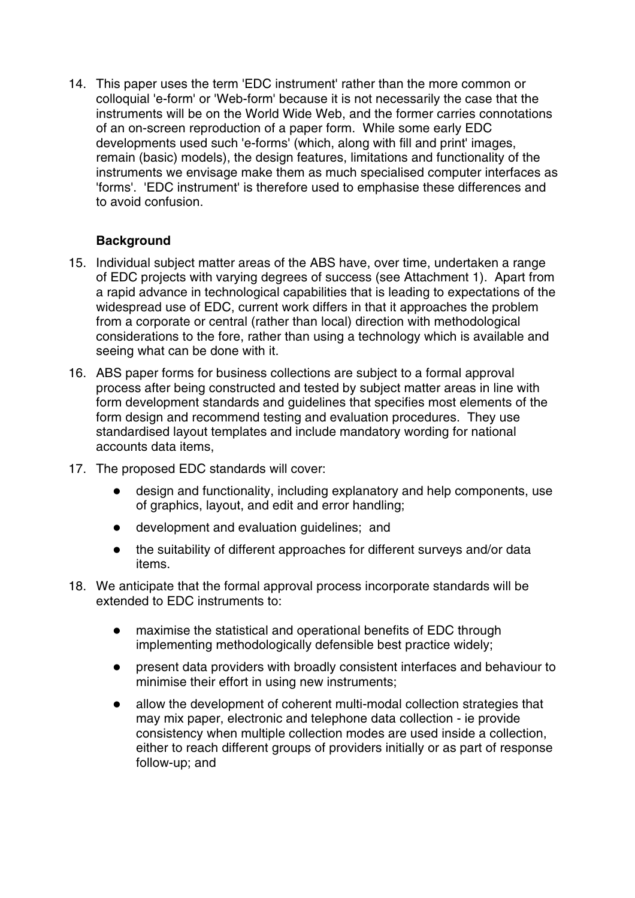14. This paper uses the term 'EDC instrument' rather than the more common or colloquial 'e-form' or 'Web-form' because it is not necessarily the case that the instruments will be on the World Wide Web, and the former carries connotations of an on-screen reproduction of a paper form. While some early EDC developments used such 'e-forms' (which, along with fill and print' images, remain (basic) models), the design features, limitations and functionality of the instruments we envisage make them as much specialised computer interfaces as 'forms'. 'EDC instrument' is therefore used to emphasise these differences and to avoid confusion.

### Background

15. Individual subject matter areas of the ABS have, over time, undertaken a range of EDC projects with varying degrees of success (see Attachment 1). Apart from a rapid advance in technological capabilities that is leading to expectations of the widespread use of EDC, current work differs in that it approaches the problem from a corporate or central (rather than local) direction with methodological considerations to the fore, rather than using a technology which is available and seeing what can be done with it.

16. ABS paper forms for business collections are subject to a formal approval process after being constructed and tested by subject matter areas in line with form development standards and guidelines that specifies most elements of the form design and recommend testing and evaluation procedures. They use standardised layout templates and include mandatory wording for national accounts data items,

17. The proposed EDC standards will cover:

    - design and functionality, including explanatory and help components, use of graphics, layout, and edit and error handling;
    - development and evaluation guidelines; and
    - the suitability of different approaches for different surveys and/or data items.

18. We anticipate that the formal approval process incorporate standards will be extended to EDC instruments to:

    - maximise the statistical and operational benefits of EDC through implementing methodologically defensible best practice widely;
    - present data providers with broadly consistent interfaces and behaviour to minimise their effort in using new instruments;
    - allow the development of coherent multi-modal collection strategies that may mix paper, electronic and telephone data collection - ie provide consistency when multiple collection modes are used inside a collection, either to reach different groups of providers initially or as part of response follow-up; and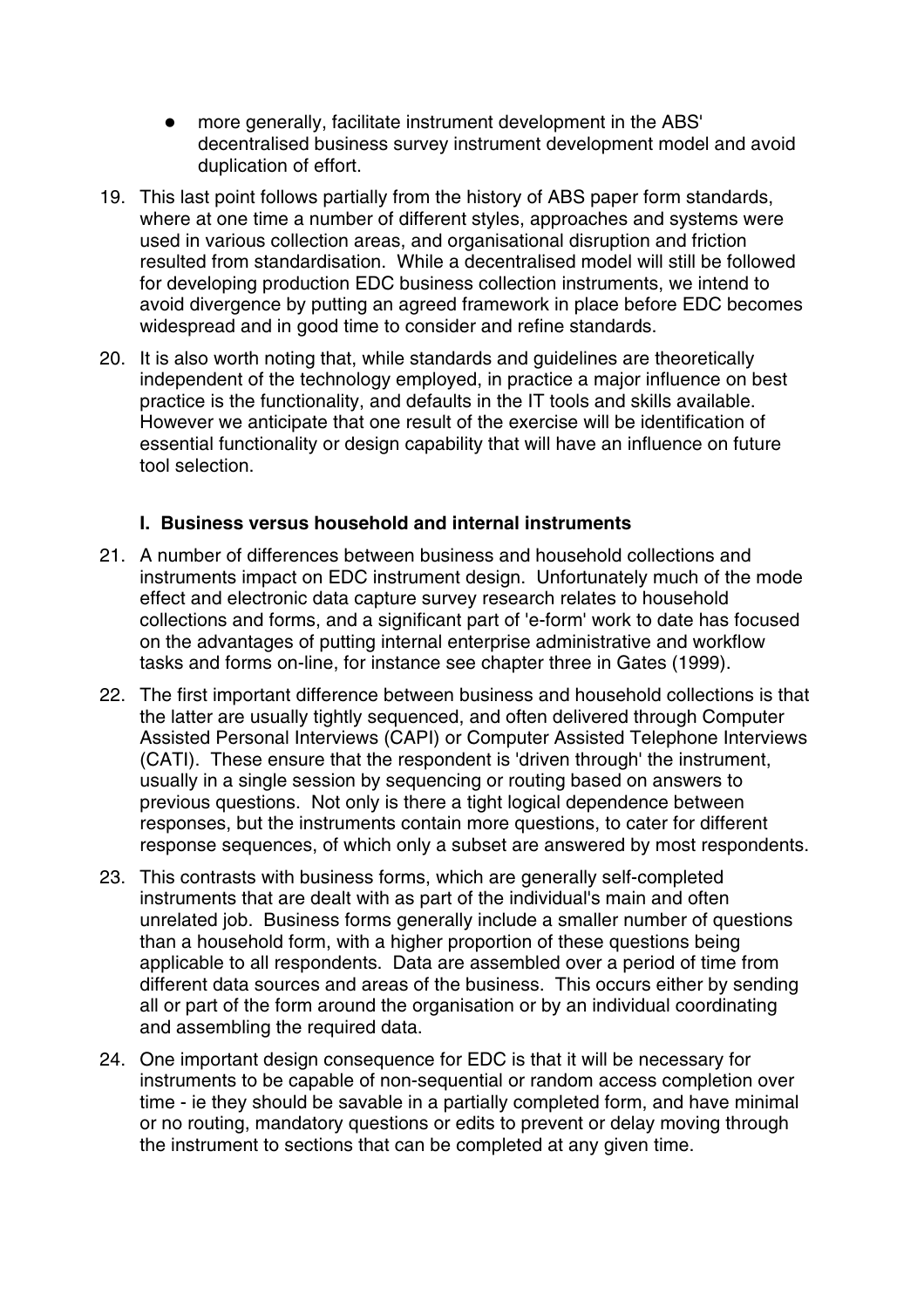- more generally, facilitate instrument development in the ABS' decentralised business survey instrument development model and avoid duplication of effort.

19. This last point follows partially from the history of ABS paper form standards, where at one time a number of different styles, approaches and systems were used in various collection areas, and organisational disruption and friction resulted from standardisation. While a decentralised model will still be followed for developing production EDC business collection instruments, we intend to avoid divergence by putting an agreed framework in place before EDC becomes widespread and in good time to consider and refine standards.

20. It is also worth noting that, while standards and guidelines are theoretically independent of the technology employed, in practice a major influence on best practice is the functionality, and defaults in the IT tools and skills available. However we anticipate that one result of the exercise will be identification of essential functionality or design capability that will have an influence on future tool selection.

### I. Business versus household and internal instruments

21. A number of differences between business and household collections and instruments impact on EDC instrument design. Unfortunately much of the mode effect and electronic data capture survey research relates to household collections and forms, and a significant part of 'e-form' work to date has focused on the advantages of putting internal enterprise administrative and workflow tasks and forms on-line, for instance see chapter three in Gates (1999).

22. The first important difference between business and household collections is that the latter are usually tightly sequenced, and often delivered through Computer Assisted Personal Interviews (CAPI) or Computer Assisted Telephone Interviews (CATI). These ensure that the respondent is 'driven through' the instrument, usually in a single session by sequencing or routing based on answers to previous questions. Not only is there a tight logical dependence between responses, but the instruments contain more questions, to cater for different response sequences, of which only a subset are answered by most respondents.

23. This contrasts with business forms, which are generally self-completed instruments that are dealt with as part of the individual's main and often unrelated job. Business forms generally include a smaller number of questions than a household form, with a higher proportion of these questions being applicable to all respondents. Data are assembled over a period of time from different data sources and areas of the business. This occurs either by sending all or part of the form around the organisation or by an individual coordinating and assembling the required data.

24. One important design consequence for EDC is that it will be necessary for instruments to be capable of non-sequential or random access completion over time - ie they should be savable in a partially completed form, and have minimal or no routing, mandatory questions or edits to prevent or delay moving through the instrument to sections that can be completed at any given time.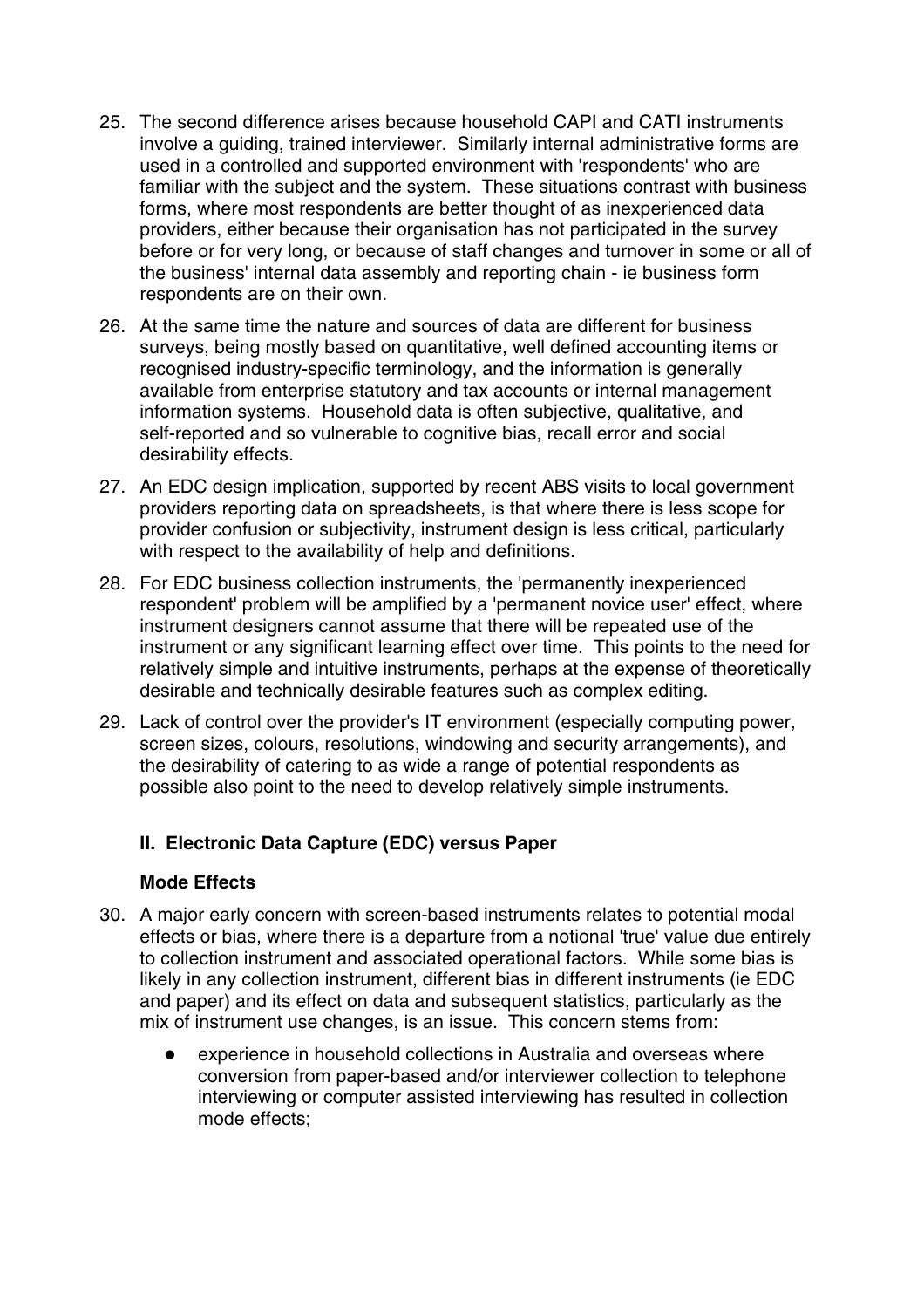25. The second difference arises because household CAPI and CATI instruments involve a guiding, trained interviewer. Similarly internal administrative forms are used in a controlled and supported environment with 'respondents' who are familiar with the subject and the system. These situations contrast with business forms, where most respondents are better thought of as inexperienced data providers, either because their organisation has not participated in the survey before or for very long, or because of staff changes and turnover in some or all of the business' internal data assembly and reporting chain - ie business form respondents are on their own.

26. At the same time the nature and sources of data are different for business surveys, being mostly based on quantitative, well defined accounting items or recognised industry-specific terminology, and the information is generally available from enterprise statutory and tax accounts or internal management information systems. Household data is often subjective, qualitative, and self-reported and so vulnerable to cognitive bias, recall error and social desirability effects.

27. An EDC design implication, supported by recent ABS visits to local government providers reporting data on spreadsheets, is that where there is less scope for provider confusion or subjectivity, instrument design is less critical, particularly with respect to the availability of help and definitions.

28. For EDC business collection instruments, the 'permanently inexperienced respondent' problem will be amplified by a 'permanent novice user' effect, where instrument designers cannot assume that there will be repeated use of the instrument or any significant learning effect over time. This points to the need for relatively simple and intuitive instruments, perhaps at the expense of theoretically desirable and technically desirable features such as complex editing.

29. Lack of control over the provider's IT environment (especially computing power, screen sizes, colours, resolutions, windowing and security arrangements), and the desirability of catering to as wide a range of potential respondents as possible also point to the need to develop relatively simple instruments.

## II. Electronic Data Capture (EDC) versus Paper

### Mode Effects

30. A major early concern with screen-based instruments relates to potential modal effects or bias, where there is a departure from a notional 'true' value due entirely to collection instrument and associated operational factors. While some bias is likely in any collection instrument, different bias in different instruments (ie EDC and paper) and its effect on data and subsequent statistics, particularly as the mix of instrument use changes, is an issue. This concern stems from:

    - experience in household collections in Australia and overseas where conversion from paper-based and/or interviewer collection to telephone interviewing or computer assisted interviewing has resulted in collection mode effects;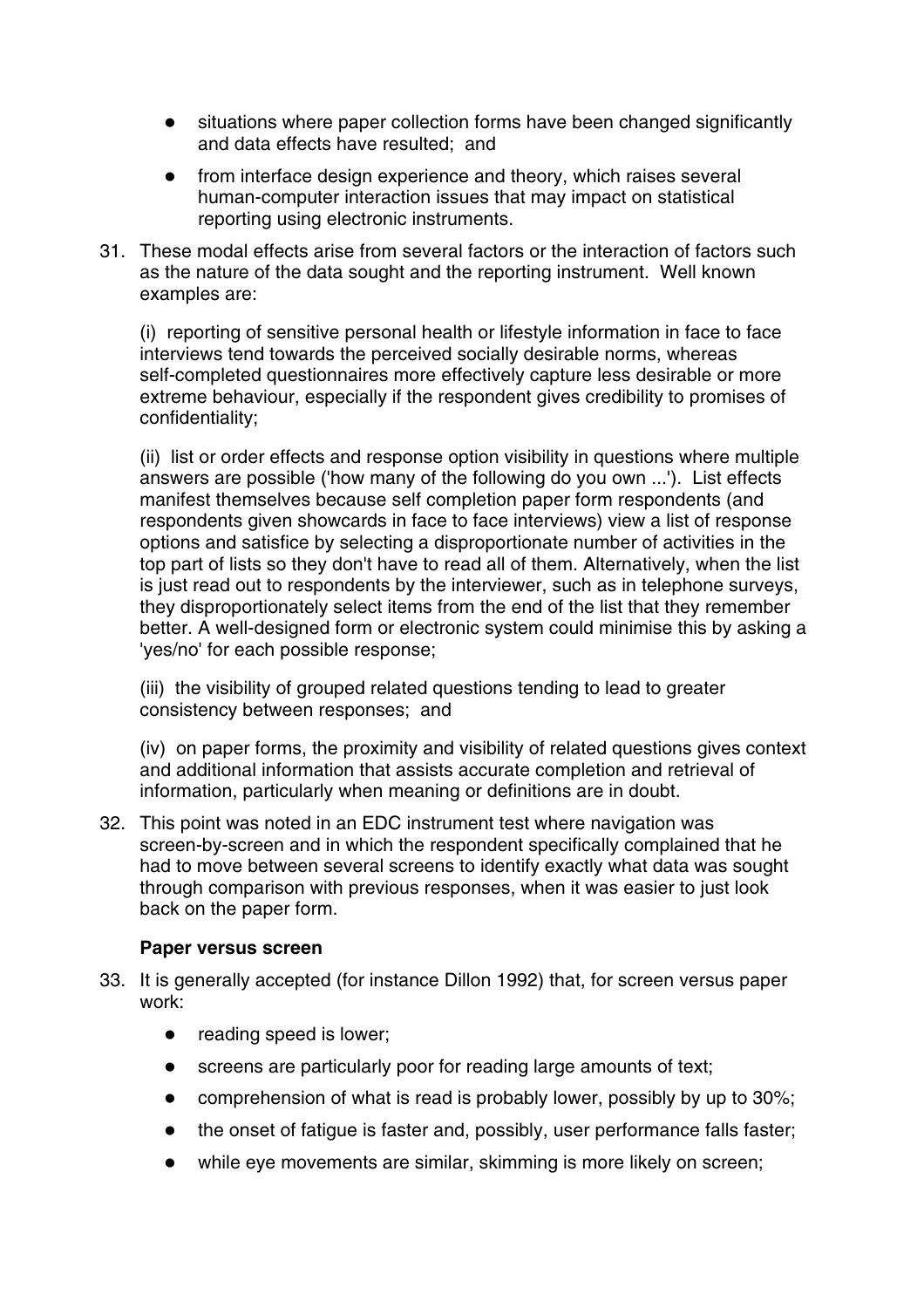- situations where paper collection forms have been changed significantly and data effects have resulted; and
- from interface design experience and theory, which raises several human-computer interaction issues that may impact on statistical reporting using electronic instruments.

31. These modal effects arise from several factors or the interaction of factors such as the nature of the data sought and the reporting instrument. Well known examples are:

    (i) reporting of sensitive personal health or lifestyle information in face to face interviews tend towards the perceived socially desirable norms, whereas self-completed questionnaires more effectively capture less desirable or more extreme behaviour, especially if the respondent gives credibility to promises of confidentiality;

    (ii) list or order effects and response option visibility in questions where multiple answers are possible ('how many of the following do you own ...'). List effects manifest themselves because self completion paper form respondents (and respondents given showcards in face to face interviews) view a list of response options and satisfice by selecting a disproportionate number of activities in the top part of lists so they don't have to read all of them. Alternatively, when the list is just read out to respondents by the interviewer, such as in telephone surveys, they disproportionately select items from the end of the list that they remember better. A well-designed form or electronic system could minimise this by asking a 'yes/no' for each possible response;

    (iii) the visibility of grouped related questions tending to lead to greater consistency between responses; and

    (iv) on paper forms, the proximity and visibility of related questions gives context and additional information that assists accurate completion and retrieval of information, particularly when meaning or definitions are in doubt.

32. This point was noted in an EDC instrument test where navigation was screen-by-screen and in which the respondent specifically complained that he had to move between several screens to identify exactly what data was sought through comparison with previous responses, when it was easier to just look back on the paper form.

**Paper versus screen**

33. It is generally accepted (for instance Dillon 1992) that, for screen versus paper work:

    - reading speed is lower;
    - screens are particularly poor for reading large amounts of text;
    - comprehension of what is read is probably lower, possibly by up to 30%;
    - the onset of fatigue is faster and, possibly, user performance falls faster;
    - while eye movements are similar, skimming is more likely on screen;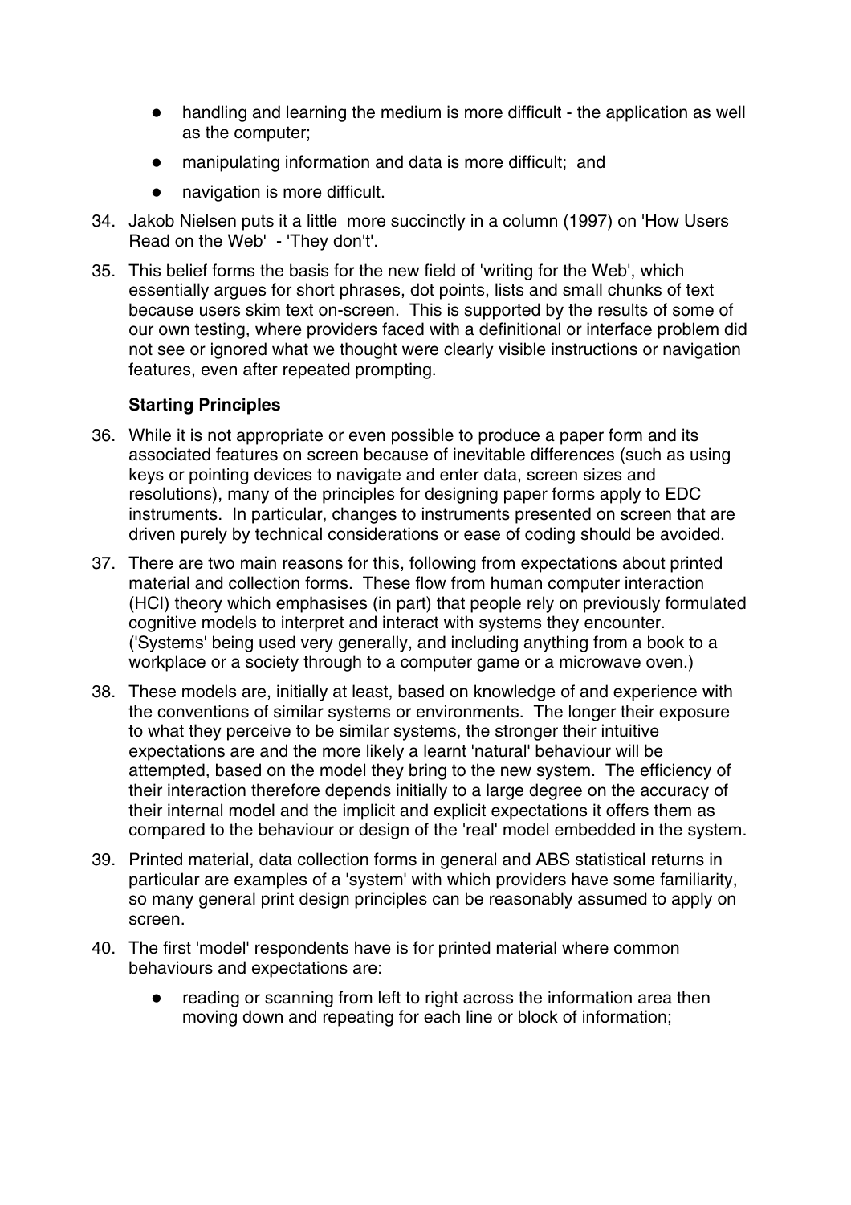- handling and learning the medium is more difficult - the application as well as the computer;
- manipulating information and data is more difficult; and
- navigation is more difficult.

34. Jakob Nielsen puts it a little more succinctly in a column (1997) on 'How Users Read on the Web' - 'They don't'.

35. This belief forms the basis for the new field of 'writing for the Web', which essentially argues for short phrases, dot points, lists and small chunks of text because users skim text on-screen. This is supported by the results of some of our own testing, where providers faced with a definitional or interface problem did not see or ignored what we thought were clearly visible instructions or navigation features, even after repeated prompting.

**Starting Principles**

36. While it is not appropriate or even possible to produce a paper form and its associated features on screen because of inevitable differences (such as using keys or pointing devices to navigate and enter data, screen sizes and resolutions), many of the principles for designing paper forms apply to EDC instruments. In particular, changes to instruments presented on screen that are driven purely by technical considerations or ease of coding should be avoided.

37. There are two main reasons for this, following from expectations about printed material and collection forms. These flow from human computer interaction (HCI) theory which emphasises (in part) that people rely on previously formulated cognitive models to interpret and interact with systems they encounter. ('Systems' being used very generally, and including anything from a book to a workplace or a society through to a computer game or a microwave oven.)

38. These models are, initially at least, based on knowledge of and experience with the conventions of similar systems or environments. The longer their exposure to what they perceive to be similar systems, the stronger their intuitive expectations are and the more likely a learnt 'natural' behaviour will be attempted, based on the model they bring to the new system. The efficiency of their interaction therefore depends initially to a large degree on the accuracy of their internal model and the implicit and explicit expectations it offers them as compared to the behaviour or design of the 'real' model embedded in the system.

39. Printed material, data collection forms in general and ABS statistical returns in particular are examples of a 'system' with which providers have some familiarity, so many general print design principles can be reasonably assumed to apply on screen.

40. The first 'model' respondents have is for printed material where common behaviours and expectations are:

    - reading or scanning from left to right across the information area then moving down and repeating for each line or block of information;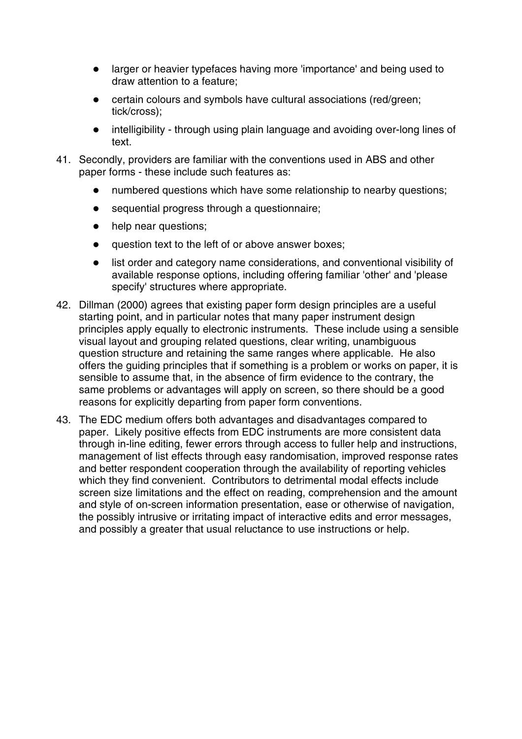- larger or heavier typefaces having more 'importance' and being used to draw attention to a feature;
- certain colours and symbols have cultural associations (red/green; tick/cross);
- intelligibility - through using plain language and avoiding over-long lines of text.

41. Secondly, providers are familiar with the conventions used in ABS and other paper forms - these include such features as:
    - numbered questions which have some relationship to nearby questions;
    - sequential progress through a questionnaire;
    - help near questions;
    - question text to the left of or above answer boxes;
    - list order and category name considerations, and conventional visibility of available response options, including offering familiar 'other' and 'please specify' structures where appropriate.

42. Dillman (2000) agrees that existing paper form design principles are a useful starting point, and in particular notes that many paper instrument design principles apply equally to electronic instruments. These include using a sensible visual layout and grouping related questions, clear writing, unambiguous question structure and retaining the same ranges where applicable. He also offers the guiding principles that if something is a problem or works on paper, it is sensible to assume that, in the absence of firm evidence to the contrary, the same problems or advantages will apply on screen, so there should be a good reasons for explicitly departing from paper form conventions.

43. The EDC medium offers both advantages and disadvantages compared to paper. Likely positive effects from EDC instruments are more consistent data through in-line editing, fewer errors through access to fuller help and instructions, management of list effects through easy randomisation, improved response rates and better respondent cooperation through the availability of reporting vehicles which they find convenient. Contributors to detrimental modal effects include screen size limitations and the effect on reading, comprehension and the amount and style of on-screen information presentation, ease or otherwise of navigation, the possibly intrusive or irritating impact of interactive edits and error messages, and possibly a greater that usual reluctance to use instructions or help.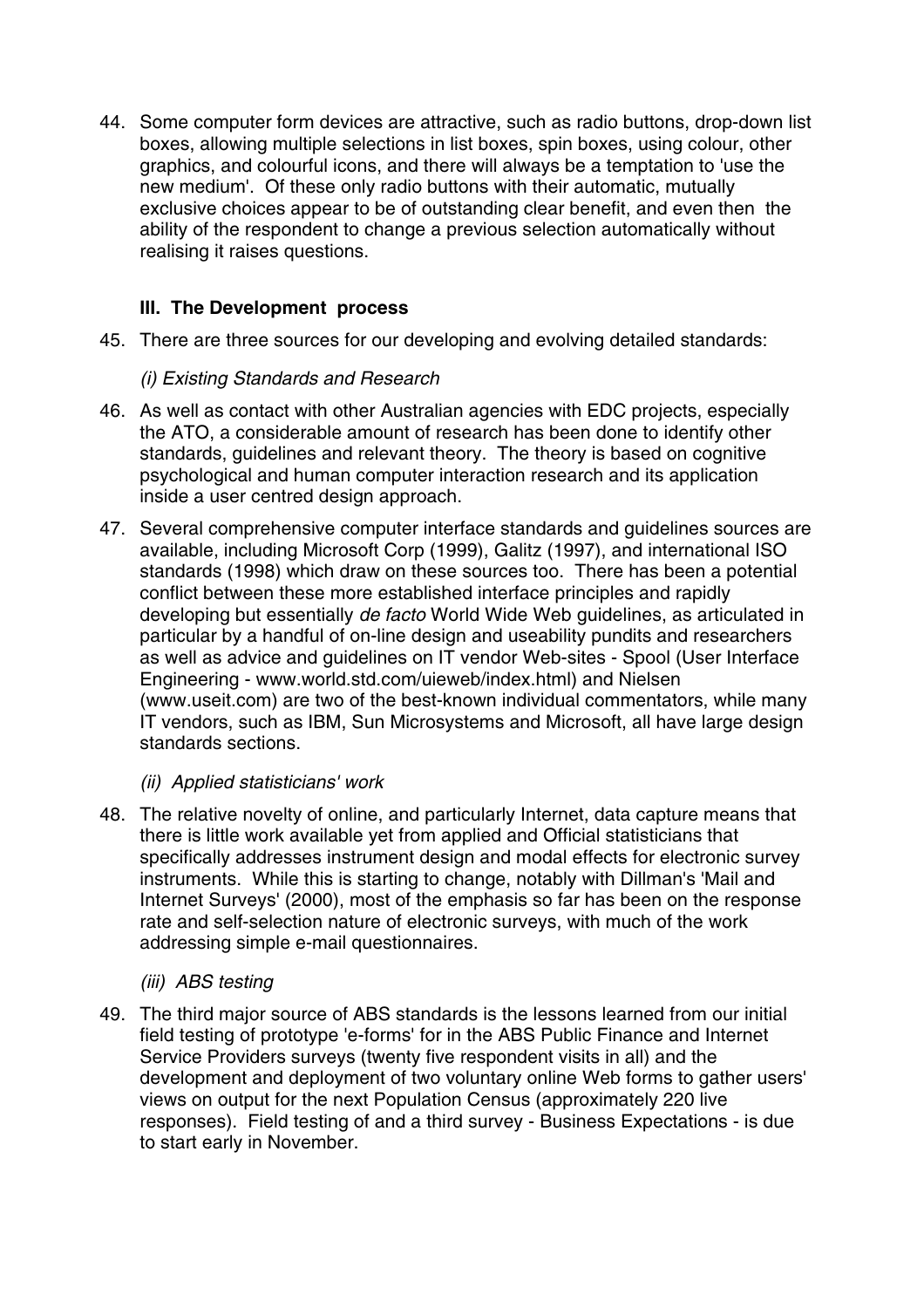44. Some computer form devices are attractive, such as radio buttons, drop-down list boxes, allowing multiple selections in list boxes, spin boxes, using colour, other graphics, and colourful icons, and there will always be a temptation to 'use the new medium'. Of these only radio buttons with their automatic, mutually exclusive choices appear to be of outstanding clear benefit, and even then the ability of the respondent to change a previous selection automatically without realising it raises questions.

### III. The Development process

45. There are three sources for our developing and evolving detailed standards:

*(i) Existing Standards and Research*

46. As well as contact with other Australian agencies with EDC projects, especially the ATO, a considerable amount of research has been done to identify other standards, guidelines and relevant theory. The theory is based on cognitive psychological and human computer interaction research and its application inside a user centred design approach.

47. Several comprehensive computer interface standards and guidelines sources are available, including Microsoft Corp (1999), Galitz (1997), and international ISO standards (1998) which draw on these sources too. There has been a potential conflict between these more established interface principles and rapidly developing but essentially *de facto* World Wide Web guidelines, as articulated in particular by a handful of on-line design and useability pundits and researchers as well as advice and guidelines on IT vendor Web-sites - Spool (User Interface Engineering - www.world.std.com/uieweb/index.html) and Nielsen (www.useit.com) are two of the best-known individual commentators, while many IT vendors, such as IBM, Sun Microsystems and Microsoft, all have large design standards sections.

*(ii) Applied statisticians' work*

48. The relative novelty of online, and particularly Internet, data capture means that there is little work available yet from applied and Official statisticians that specifically addresses instrument design and modal effects for electronic survey instruments. While this is starting to change, notably with Dillman's 'Mail and Internet Surveys' (2000), most of the emphasis so far has been on the response rate and self-selection nature of electronic surveys, with much of the work addressing simple e-mail questionnaires.

*(iii) ABS testing*

49. The third major source of ABS standards is the lessons learned from our initial field testing of prototype 'e-forms' for in the ABS Public Finance and Internet Service Providers surveys (twenty five respondent visits in all) and the development and deployment of two voluntary online Web forms to gather users' views on output for the next Population Census (approximately 220 live responses). Field testing of and a third survey - Business Expectations - is due to start early in November.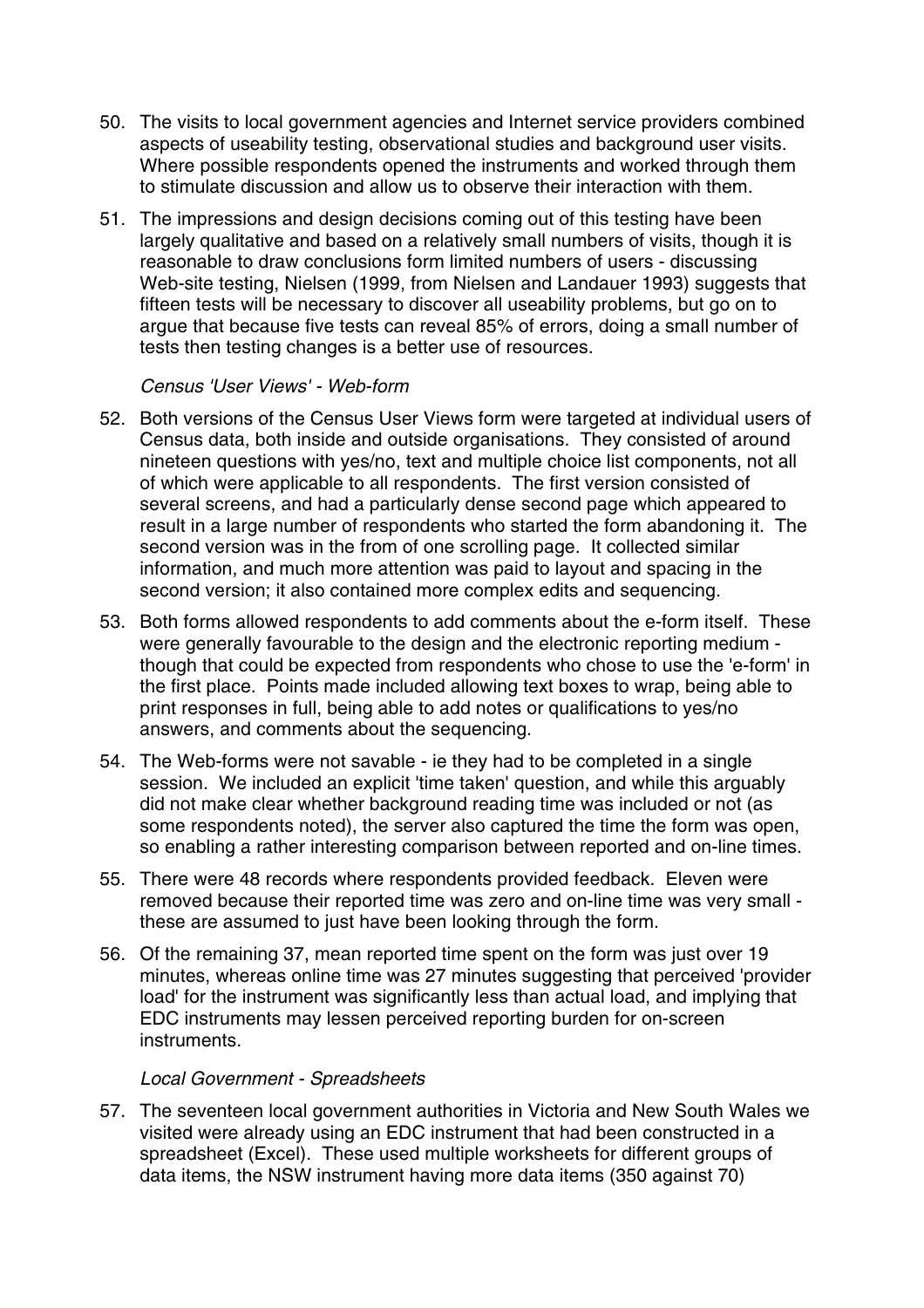50. The visits to local government agencies and Internet service providers combined aspects of useability testing, observational studies and background user visits. Where possible respondents opened the instruments and worked through them to stimulate discussion and allow us to observe their interaction with them.

51. The impressions and design decisions coming out of this testing have been largely qualitative and based on a relatively small numbers of visits, though it is reasonable to draw conclusions form limited numbers of users - discussing Web-site testing, Nielsen (1999, from Nielsen and Landauer 1993) suggests that fifteen tests will be necessary to discover all useability problems, but go on to argue that because five tests can reveal 85% of errors, doing a small number of tests then testing changes is a better use of resources.

*Census 'User Views' - Web-form*

52. Both versions of the Census User Views form were targeted at individual users of Census data, both inside and outside organisations. They consisted of around nineteen questions with yes/no, text and multiple choice list components, not all of which were applicable to all respondents. The first version consisted of several screens, and had a particularly dense second page which appeared to result in a large number of respondents who started the form abandoning it. The second version was in the from of one scrolling page. It collected similar information, and much more attention was paid to layout and spacing in the second version; it also contained more complex edits and sequencing.

53. Both forms allowed respondents to add comments about the e-form itself. These were generally favourable to the design and the electronic reporting medium - though that could be expected from respondents who chose to use the 'e-form' in the first place. Points made included allowing text boxes to wrap, being able to print responses in full, being able to add notes or qualifications to yes/no answers, and comments about the sequencing.

54. The Web-forms were not savable - ie they had to be completed in a single session. We included an explicit 'time taken' question, and while this arguably did not make clear whether background reading time was included or not (as some respondents noted), the server also captured the time the form was open, so enabling a rather interesting comparison between reported and on-line times.

55. There were 48 records where respondents provided feedback. Eleven were removed because their reported time was zero and on-line time was very small - these are assumed to just have been looking through the form.

56. Of the remaining 37, mean reported time spent on the form was just over 19 minutes, whereas online time was 27 minutes suggesting that perceived 'provider load' for the instrument was significantly less than actual load, and implying that EDC instruments may lessen perceived reporting burden for on-screen instruments.

*Local Government - Spreadsheets*

57. The seventeen local government authorities in Victoria and New South Wales we visited were already using an EDC instrument that had been constructed in a spreadsheet (Excel). These used multiple worksheets for different groups of data items, the NSW instrument having more data items (350 against 70)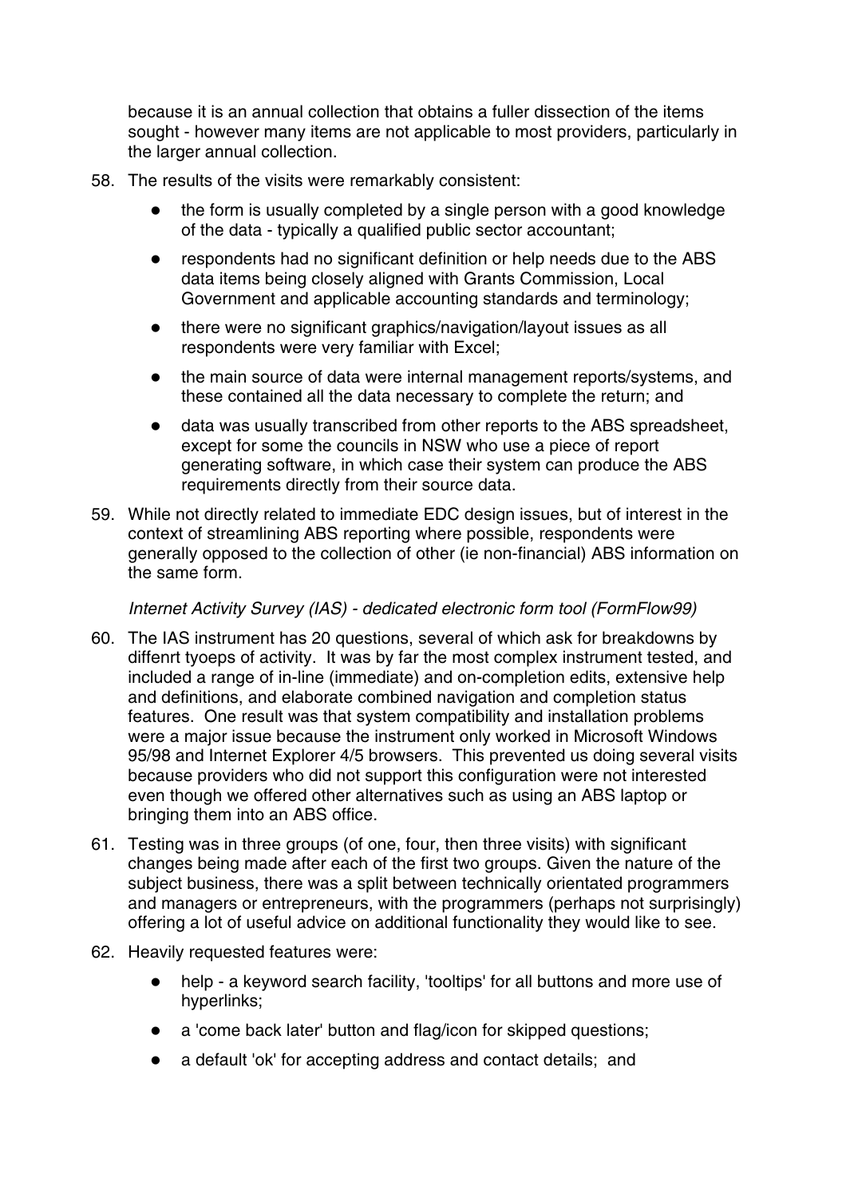because it is an annual collection that obtains a fuller dissection of the items sought - however many items are not applicable to most providers, particularly in the larger annual collection.

58. The results of the visits were remarkably consistent:

    - the form is usually completed by a single person with a good knowledge of the data - typically a qualified public sector accountant;
    - respondents had no significant definition or help needs due to the ABS data items being closely aligned with Grants Commission, Local Government and applicable accounting standards and terminology;
    - there were no significant graphics/navigation/layout issues as all respondents were very familiar with Excel;
    - the main source of data were internal management reports/systems, and these contained all the data necessary to complete the return; and
    - data was usually transcribed from other reports to the ABS spreadsheet, except for some the councils in NSW who use a piece of report generating software, in which case their system can produce the ABS requirements directly from their source data.

59. While not directly related to immediate EDC design issues, but of interest in the context of streamlining ABS reporting where possible, respondents were generally opposed to the collection of other (ie non-financial) ABS information on the same form.

*Internet Activity Survey (IAS) - dedicated electronic form tool (FormFlow99)*

60. The IAS instrument has 20 questions, several of which ask for breakdowns by diffenrt tyoeps of activity. It was by far the most complex instrument tested, and included a range of in-line (immediate) and on-completion edits, extensive help and definitions, and elaborate combined navigation and completion status features. One result was that system compatibility and installation problems were a major issue because the instrument only worked in Microsoft Windows 95/98 and Internet Explorer 4/5 browsers. This prevented us doing several visits because providers who did not support this configuration were not interested even though we offered other alternatives such as using an ABS laptop or bringing them into an ABS office.

61. Testing was in three groups (of one, four, then three visits) with significant changes being made after each of the first two groups. Given the nature of the subject business, there was a split between technically orientated programmers and managers or entrepreneurs, with the programmers (perhaps not surprisingly) offering a lot of useful advice on additional functionality they would like to see.

62. Heavily requested features were:

    - help - a keyword search facility, 'tooltips' for all buttons and more use of hyperlinks;
    - a 'come back later' button and flag/icon for skipped questions;
    - a default 'ok' for accepting address and contact details; and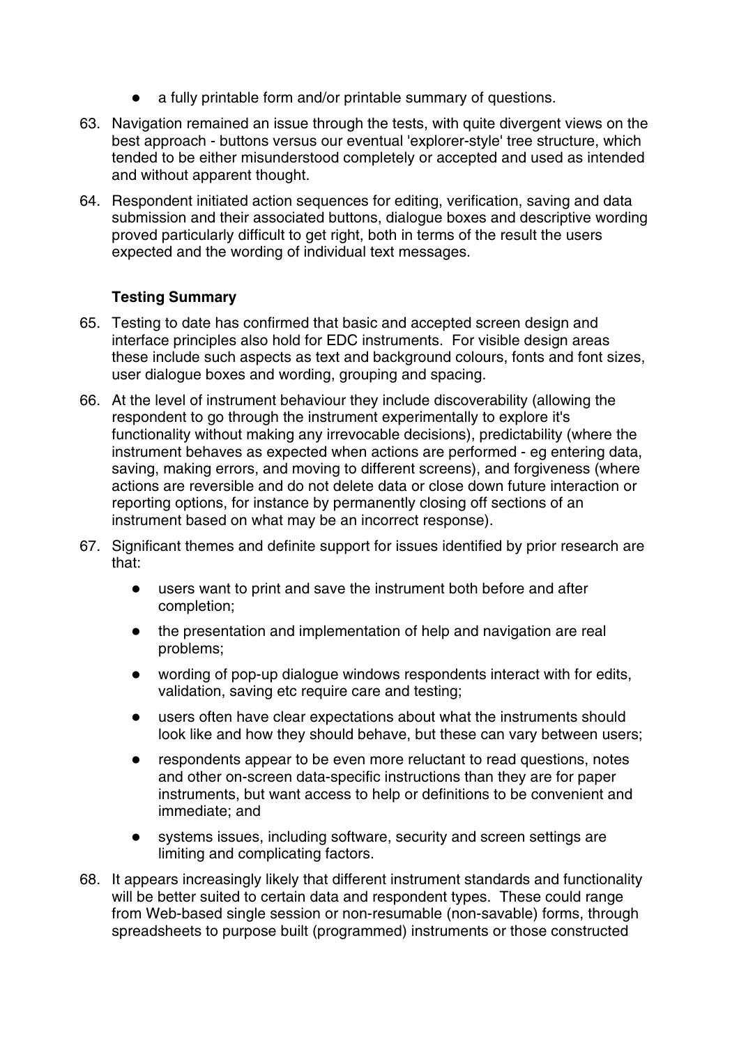- a fully printable form and/or printable summary of questions.

63. Navigation remained an issue through the tests, with quite divergent views on the best approach - buttons versus our eventual 'explorer-style' tree structure, which tended to be either misunderstood completely or accepted and used as intended and without apparent thought.

64. Respondent initiated action sequences for editing, verification, saving and data submission and their associated buttons, dialogue boxes and descriptive wording proved particularly difficult to get right, both in terms of the result the users expected and the wording of individual text messages.

### Testing Summary

65. Testing to date has confirmed that basic and accepted screen design and interface principles also hold for EDC instruments. For visible design areas these include such aspects as text and background colours, fonts and font sizes, user dialogue boxes and wording, grouping and spacing.

66. At the level of instrument behaviour they include discoverability (allowing the respondent to go through the instrument experimentally to explore it's functionality without making any irrevocable decisions), predictability (where the instrument behaves as expected when actions are performed - eg entering data, saving, making errors, and moving to different screens), and forgiveness (where actions are reversible and do not delete data or close down future interaction or reporting options, for instance by permanently closing off sections of an instrument based on what may be an incorrect response).

67. Significant themes and definite support for issues identified by prior research are that:

    - users want to print and save the instrument both before and after completion;
    - the presentation and implementation of help and navigation are real problems;
    - wording of pop-up dialogue windows respondents interact with for edits, validation, saving etc require care and testing;
    - users often have clear expectations about what the instruments should look like and how they should behave, but these can vary between users;
    - respondents appear to be even more reluctant to read questions, notes and other on-screen data-specific instructions than they are for paper instruments, but want access to help or definitions to be convenient and immediate; and
    - systems issues, including software, security and screen settings are limiting and complicating factors.

68. It appears increasingly likely that different instrument standards and functionality will be better suited to certain data and respondent types. These could range from Web-based single session or non-resumable (non-savable) forms, through spreadsheets to purpose built (programmed) instruments or those constructed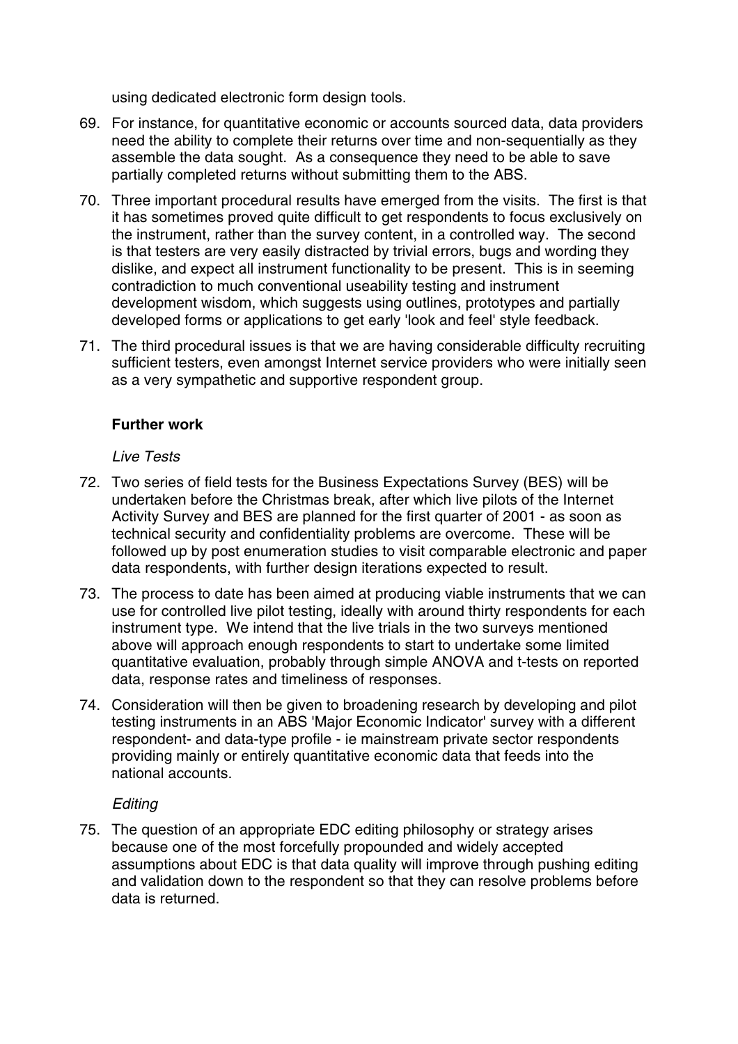using dedicated electronic form design tools.

69. For instance, for quantitative economic or accounts sourced data, data providers need the ability to complete their returns over time and non-sequentially as they assemble the data sought. As a consequence they need to be able to save partially completed returns without submitting them to the ABS.

70. Three important procedural results have emerged from the visits. The first is that it has sometimes proved quite difficult to get respondents to focus exclusively on the instrument, rather than the survey content, in a controlled way. The second is that testers are very easily distracted by trivial errors, bugs and wording they dislike, and expect all instrument functionality to be present. This is in seeming contradiction to much conventional useability testing and instrument development wisdom, which suggests using outlines, prototypes and partially developed forms or applications to get early 'look and feel' style feedback.

71. The third procedural issues is that we are having considerable difficulty recruiting sufficient testers, even amongst Internet service providers who were initially seen as a very sympathetic and supportive respondent group.

### Further work

*Live Tests*

72. Two series of field tests for the Business Expectations Survey (BES) will be undertaken before the Christmas break, after which live pilots of the Internet Activity Survey and BES are planned for the first quarter of 2001 - as soon as technical security and confidentiality problems are overcome. These will be followed up by post enumeration studies to visit comparable electronic and paper data respondents, with further design iterations expected to result.

73. The process to date has been aimed at producing viable instruments that we can use for controlled live pilot testing, ideally with around thirty respondents for each instrument type. We intend that the live trials in the two surveys mentioned above will approach enough respondents to start to undertake some limited quantitative evaluation, probably through simple ANOVA and t-tests on reported data, response rates and timeliness of responses.

74. Consideration will then be given to broadening research by developing and pilot testing instruments in an ABS 'Major Economic Indicator' survey with a different respondent- and data-type profile - ie mainstream private sector respondents providing mainly or entirely quantitative economic data that feeds into the national accounts.

*Editing*

75. The question of an appropriate EDC editing philosophy or strategy arises because one of the most forcefully propounded and widely accepted assumptions about EDC is that data quality will improve through pushing editing and validation down to the respondent so that they can resolve problems before data is returned.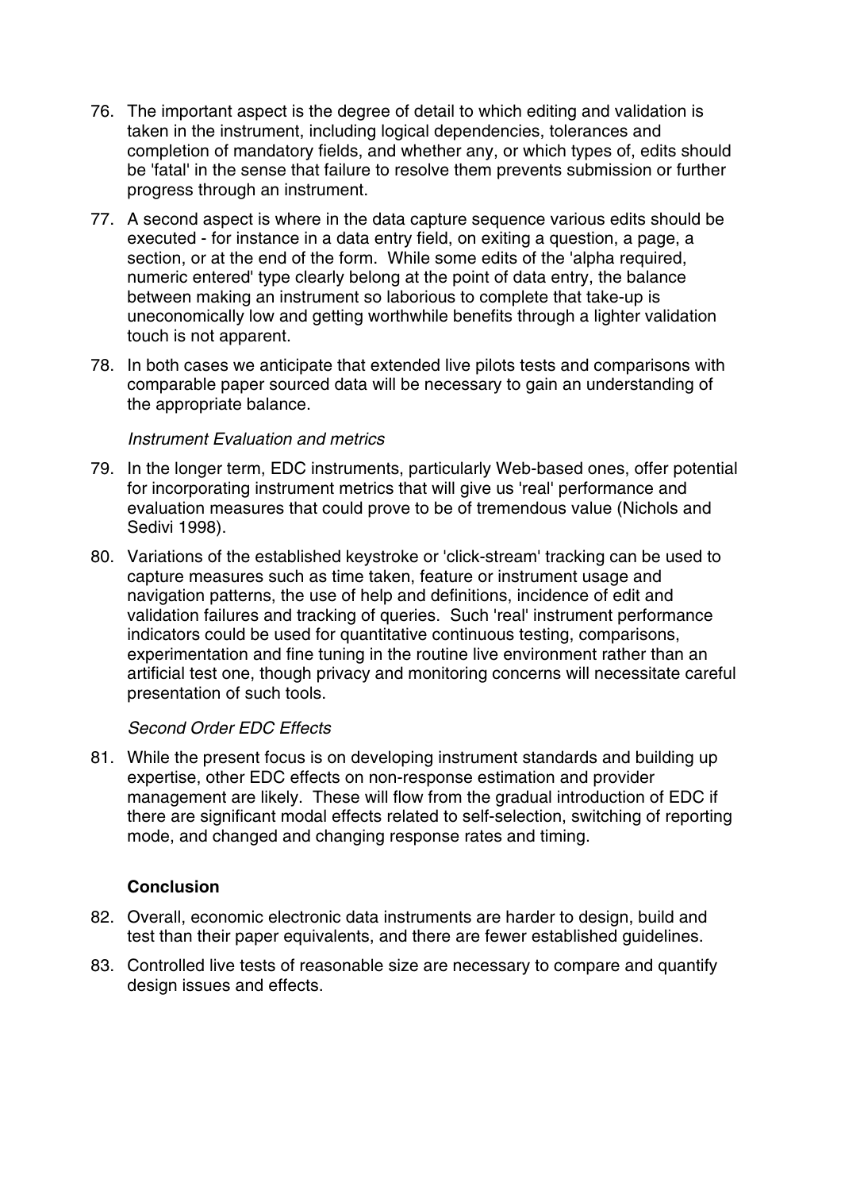76. The important aspect is the degree of detail to which editing and validation is taken in the instrument, including logical dependencies, tolerances and completion of mandatory fields, and whether any, or which types of, edits should be 'fatal' in the sense that failure to resolve them prevents submission or further progress through an instrument.

77. A second aspect is where in the data capture sequence various edits should be executed - for instance in a data entry field, on exiting a question, a page, a section, or at the end of the form. While some edits of the 'alpha required, numeric entered' type clearly belong at the point of data entry, the balance between making an instrument so laborious to complete that take-up is uneconomically low and getting worthwhile benefits through a lighter validation touch is not apparent.

78. In both cases we anticipate that extended live pilots tests and comparisons with comparable paper sourced data will be necessary to gain an understanding of the appropriate balance.

*Instrument Evaluation and metrics*

79. In the longer term, EDC instruments, particularly Web-based ones, offer potential for incorporating instrument metrics that will give us 'real' performance and evaluation measures that could prove to be of tremendous value (Nichols and Sedivi 1998).

80. Variations of the established keystroke or 'click-stream' tracking can be used to capture measures such as time taken, feature or instrument usage and navigation patterns, the use of help and definitions, incidence of edit and validation failures and tracking of queries. Such 'real' instrument performance indicators could be used for quantitative continuous testing, comparisons, experimentation and fine tuning in the routine live environment rather than an artificial test one, though privacy and monitoring concerns will necessitate careful presentation of such tools.

*Second Order EDC Effects*

81. While the present focus is on developing instrument standards and building up expertise, other EDC effects on non-response estimation and provider management are likely. These will flow from the gradual introduction of EDC if there are significant modal effects related to self-selection, switching of reporting mode, and changed and changing response rates and timing.

**Conclusion**

82. Overall, economic electronic data instruments are harder to design, build and test than their paper equivalents, and there are fewer established guidelines.

83. Controlled live tests of reasonable size are necessary to compare and quantify design issues and effects.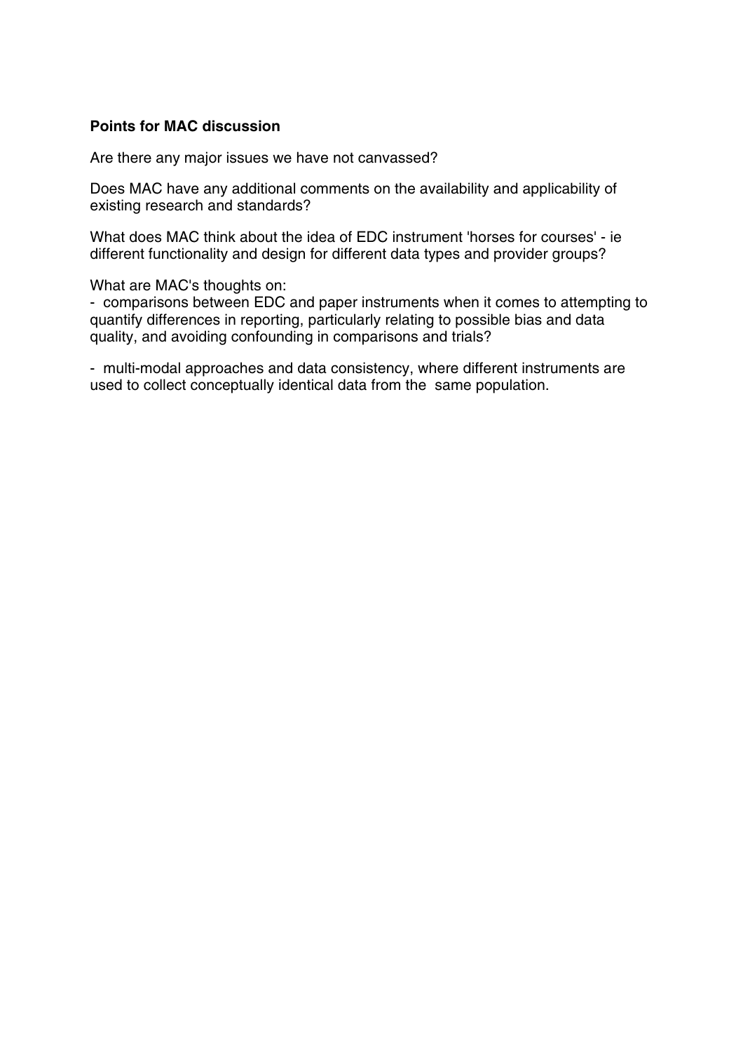**Points for MAC discussion**

Are there any major issues we have not canvassed?

Does MAC have any additional comments on the availability and applicability of existing research and standards?

What does MAC think about the idea of EDC instrument 'horses for courses' - ie different functionality and design for different data types and provider groups?

What are MAC's thoughts on:

- comparisons between EDC and paper instruments when it comes to attempting to quantify differences in reporting, particularly relating to possible bias and data quality, and avoiding confounding in comparisons and trials?

- multi-modal approaches and data consistency, where different instruments are used to collect conceptually identical data from the same population.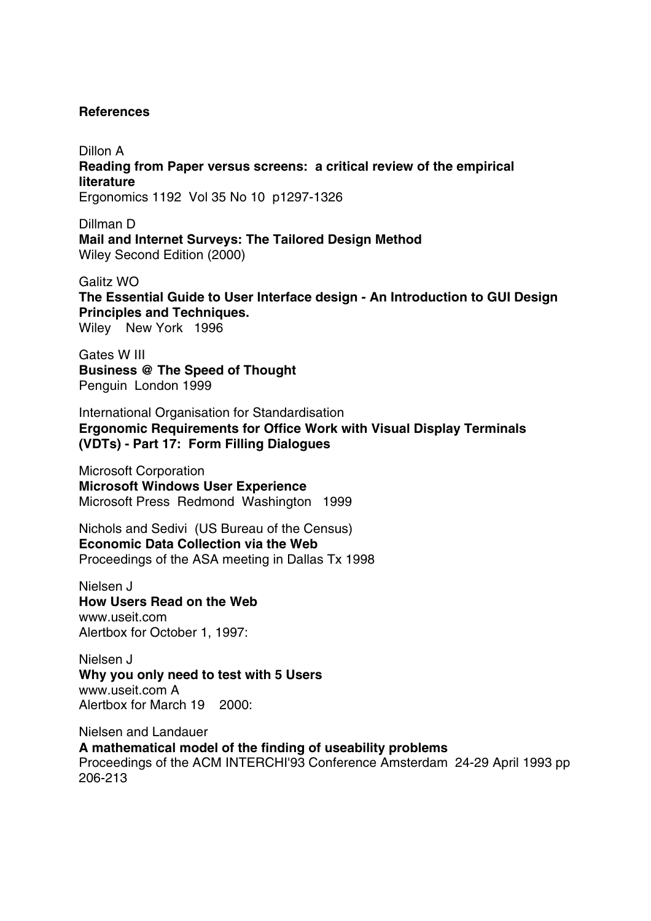**References**

Dillon A
**Reading from Paper versus screens: a critical review of the empirical literature**
Ergonomics 1192 Vol 35 No 10 p1297-1326

Dillman D
**Mail and Internet Surveys: The Tailored Design Method**
Wiley Second Edition (2000)

Galitz WO
**The Essential Guide to User Interface design - An Introduction to GUI Design Principles and Techniques.**
Wiley New York 1996

Gates W III
**Business @ The Speed of Thought**
Penguin London 1999

International Organisation for Standardisation
**Ergonomic Requirements for Office Work with Visual Display Terminals (VDTs) - Part 17: Form Filling Dialogues**

Microsoft Corporation
**Microsoft Windows User Experience**
Microsoft Press Redmond Washington 1999

Nichols and Sedivi (US Bureau of the Census)
**Economic Data Collection via the Web**
Proceedings of the ASA meeting in Dallas Tx 1998

Nielsen J
**How Users Read on the Web**
www.useit.com
Alertbox for October 1, 1997:

Nielsen J
**Why you only need to test with 5 Users**
www.useit.com A
Alertbox for March 19 2000:

Nielsen and Landauer
**A mathematical model of the finding of useability problems**
Proceedings of the ACM INTERCHI'93 Conference Amsterdam 24-29 April 1993 pp 206-213